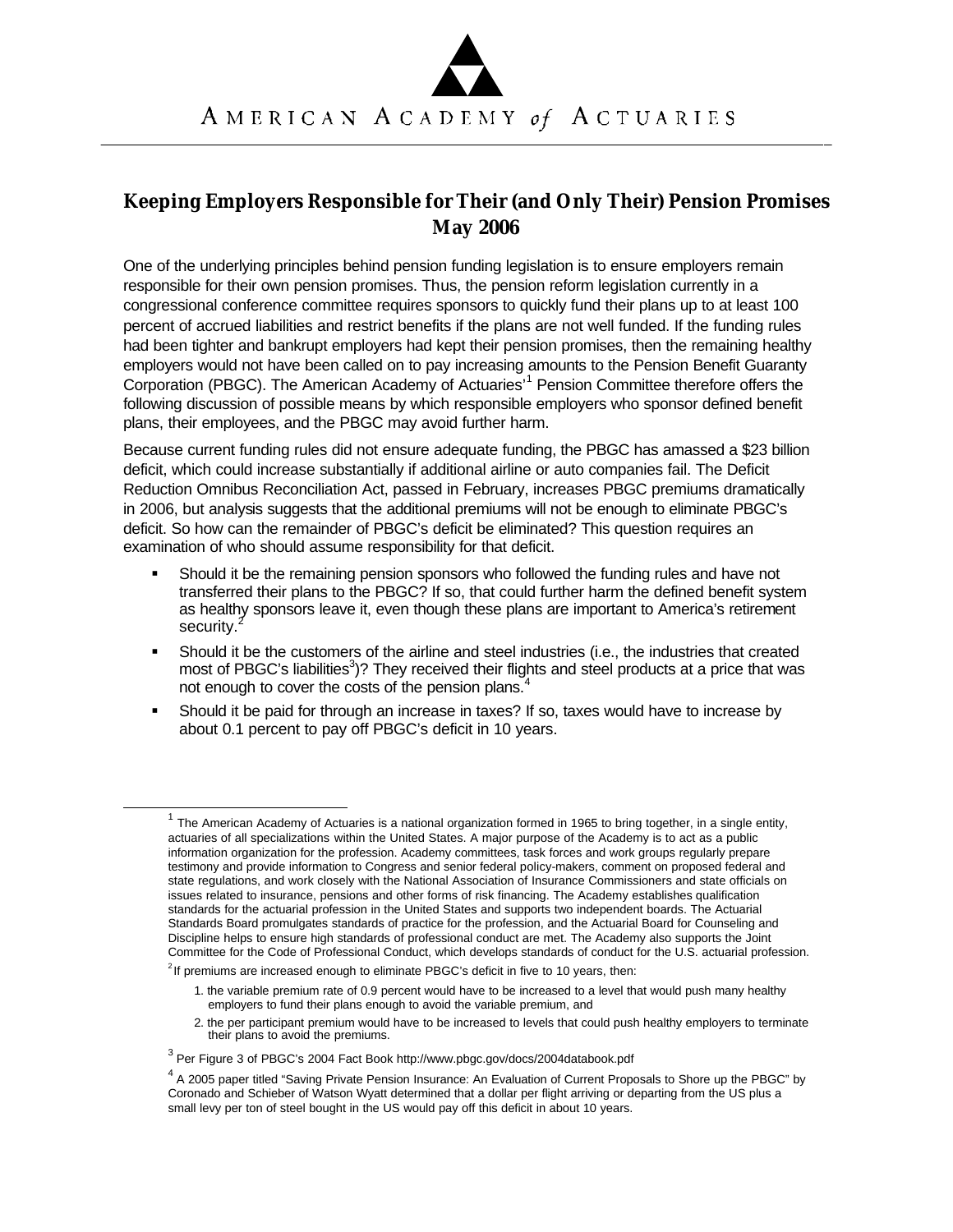AMERICAN ACADEMY of ACTUARIES

# Keeping Employers Responsible for Their (and Only Their) Pension Promises
## May 2006

One of the underlying principles behind pension funding legislation is to ensure employers remain responsible for their own pension promises. Thus, the pension reform legislation currently in a congressional conference committee requires sponsors to quickly fund their plans up to at least 100 percent of accrued liabilities and restrict benefits if the plans are not well funded. If the funding rules had been tighter and bankrupt employers had kept their pension promises, then the remaining healthy employers would not have been called on to pay increasing amounts to the Pension Benefit Guaranty Corporation (PBGC). The American Academy of Actuaries'[1] Pension Committee therefore offers the following discussion of possible means by which responsible employers who sponsor defined benefit plans, their employees, and the PBGC may avoid further harm.

Because current funding rules did not ensure adequate funding, the PBGC has amassed a $23 billion deficit, which could increase substantially if additional airline or auto companies fail. The Deficit Reduction Omnibus Reconciliation Act, passed in February, increases PBGC premiums dramatically in 2006, but analysis suggests that the additional premiums will not be enough to eliminate PBGC's deficit. So how can the remainder of PBGC's deficit be eliminated? This question requires an examination of who should assume responsibility for that deficit.

- Should it be the remaining pension sponsors who followed the funding rules and have not transferred their plans to the PBGC? If so, that could further harm the defined benefit system as healthy sponsors leave it, even though these plans are important to America's retirement security.[2]
- Should it be the customers of the airline and steel industries (i.e., the industries that created most of PBGC's liabilities[3])? They received their flights and steel products at a price that was not enough to cover the costs of the pension plans.[4]
- Should it be paid for through an increase in taxes? If so, taxes would have to increase by about 0.1 percent to pay off PBGC's deficit in 10 years.

---

[1] The American Academy of Actuaries is a national organization formed in 1965 to bring together, in a single entity, actuaries of all specializations within the United States. A major purpose of the Academy is to act as a public information organization for the profession. Academy committees, task forces and work groups regularly prepare testimony and provide information to Congress and senior federal policy-makers, comment on proposed federal and state regulations, and work closely with the National Association of Insurance Commissioners and state officials on issues related to insurance, pensions and other forms of risk financing. The Academy establishes qualification standards for the actuarial profession in the United States and supports two independent boards. The Actuarial Standards Board promulgates standards of practice for the profession, and the Actuarial Board for Counseling and Discipline helps to ensure high standards of professional conduct are met. The Academy also supports the Joint Committee for the Code of Professional Conduct, which develops standards of conduct for the U.S. actuarial profession.

[2] If premiums are increased enough to eliminate PBGC's deficit in five to 10 years, then:

1. the variable premium rate of 0.9 percent would have to be increased to a level that would push many healthy employers to fund their plans enough to avoid the variable premium, and
2. the per participant premium would have to be increased to levels that could push healthy employers to terminate their plans to avoid the premiums.

[3] Per Figure 3 of PBGC's 2004 Fact Book http://www.pbgc.gov/docs/2004databook.pdf

[4] A 2005 paper titled "Saving Private Pension Insurance: An Evaluation of Current Proposals to Shore up the PBGC" by Coronado and Schieber of Watson Wyatt determined that a dollar per flight arriving or departing from the US plus a small levy per ton of steel bought in the US would pay off this deficit in about 10 years.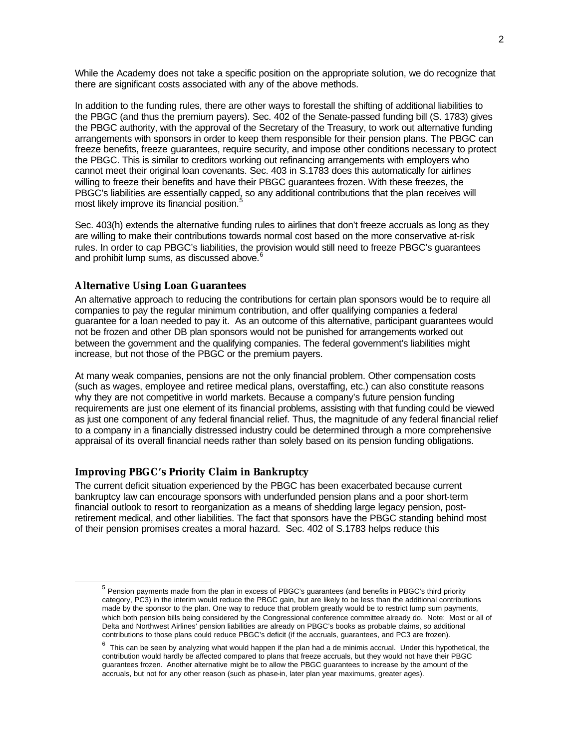While the Academy does not take a specific position on the appropriate solution, we do recognize that there are significant costs associated with any of the above methods.

In addition to the funding rules, there are other ways to forestall the shifting of additional liabilities to the PBGC (and thus the premium payers). Sec. 402 of the Senate-passed funding bill (S. 1783) gives the PBGC authority, with the approval of the Secretary of the Treasury, to work out alternative funding arrangements with sponsors in order to keep them responsible for their pension plans. The PBGC can freeze benefits, freeze guarantees, require security, and impose other conditions necessary to protect the PBGC. This is similar to creditors working out refinancing arrangements with employers who cannot meet their original loan covenants. Sec. 403 in S.1783 does this automatically for airlines willing to freeze their benefits and have their PBGC guarantees frozen. With these freezes, the PBGC's liabilities are essentially capped, so any additional contributions that the plan receives will most likely improve its financial position.[5]

Sec. 403(h) extends the alternative funding rules to airlines that don't freeze accruals as long as they are willing to make their contributions towards normal cost based on the more conservative at-risk rules. In order to cap PBGC's liabilities, the provision would still need to freeze PBGC's guarantees and prohibit lump sums, as discussed above.[6]

### Alternative Using Loan Guarantees

An alternative approach to reducing the contributions for certain plan sponsors would be to require all companies to pay the regular minimum contribution, and offer qualifying companies a federal guarantee for a loan needed to pay it. As an outcome of this alternative, participant guarantees would not be frozen and other DB plan sponsors would not be punished for arrangements worked out between the government and the qualifying companies. The federal government's liabilities might increase, but not those of the PBGC or the premium payers.

At many weak companies, pensions are not the only financial problem. Other compensation costs (such as wages, employee and retiree medical plans, overstaffing, etc.) can also constitute reasons why they are not competitive in world markets. Because a company's future pension funding requirements are just one element of its financial problems, assisting with that funding could be viewed as just one component of any federal financial relief. Thus, the magnitude of any federal financial relief to a company in a financially distressed industry could be determined through a more comprehensive appraisal of its overall financial needs rather than solely based on its pension funding obligations.

### Improving PBGC's Priority Claim in Bankruptcy

The current deficit situation experienced by the PBGC has been exacerbated because current bankruptcy law can encourage sponsors with underfunded pension plans and a poor short-term financial outlook to resort to reorganization as a means of shedding large legacy pension, post-retirement medical, and other liabilities. The fact that sponsors have the PBGC standing behind most of their pension promises creates a moral hazard. Sec. 402 of S.1783 helps reduce this

---

[5] Pension payments made from the plan in excess of PBGC's guarantees (and benefits in PBGC's third priority category, PC3) in the interim would reduce the PBGC gain, but are likely to be less than the additional contributions made by the sponsor to the plan. One way to reduce that problem greatly would be to restrict lump sum payments, which both pension bills being considered by the Congressional conference committee already do. Note: Most or all of Delta and Northwest Airlines' pension liabilities are already on PBGC's books as probable claims, so additional contributions to those plans could reduce PBGC's deficit (if the accruals, guarantees, and PC3 are frozen).

[6] This can be seen by analyzing what would happen if the plan had a de minimis accrual. Under this hypothetical, the contribution would hardly be affected compared to plans that freeze accruals, but they would not have their PBGC guarantees frozen. Another alternative might be to allow the PBGC guarantees to increase by the amount of the accruals, but not for any other reason (such as phase-in, later plan year maximums, greater ages).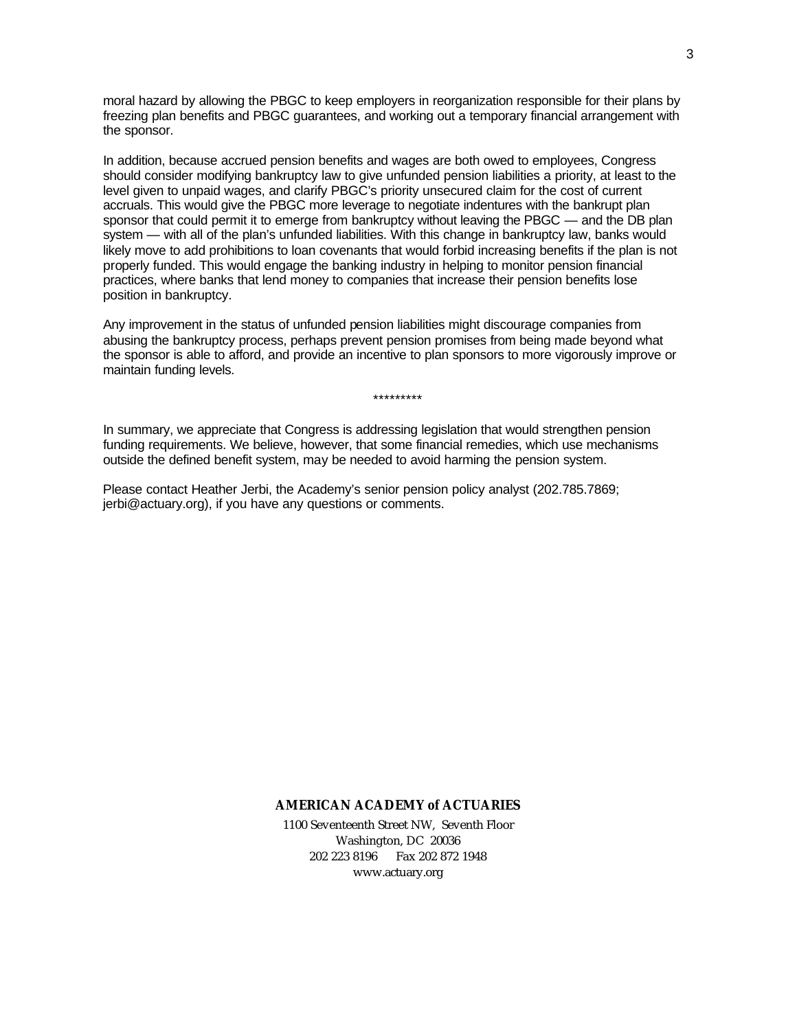moral hazard by allowing the PBGC to keep employers in reorganization responsible for their plans by freezing plan benefits and PBGC guarantees, and working out a temporary financial arrangement with the sponsor.

In addition, because accrued pension benefits and wages are both owed to employees, Congress should consider modifying bankruptcy law to give unfunded pension liabilities a priority, at least to the level given to unpaid wages, and clarify PBGC's priority unsecured claim for the cost of current accruals. This would give the PBGC more leverage to negotiate indentures with the bankrupt plan sponsor that could permit it to emerge from bankruptcy without leaving the PBGC — and the DB plan system — with all of the plan's unfunded liabilities. With this change in bankruptcy law, banks would likely move to add prohibitions to loan covenants that would forbid increasing benefits if the plan is not properly funded. This would engage the banking industry in helping to monitor pension financial practices, where banks that lend money to companies that increase their pension benefits lose position in bankruptcy.

Any improvement in the status of unfunded pension liabilities might discourage companies from abusing the bankruptcy process, perhaps prevent pension promises from being made beyond what the sponsor is able to afford, and provide an incentive to plan sponsors to more vigorously improve or maintain funding levels.

*********

In summary, we appreciate that Congress is addressing legislation that would strengthen pension funding requirements. We believe, however, that some financial remedies, which use mechanisms outside the defined benefit system, may be needed to avoid harming the pension system.

Please contact Heather Jerbi, the Academy's senior pension policy analyst (202.785.7869; jerbi@actuary.org), if you have any questions or comments.

**AMERICAN ACADEMY of ACTUARIES**

1100 Seventeenth Street NW, Seventh Floor
Washington, DC 20036
202 223 8196 Fax 202 872 1948
www.actuary.org